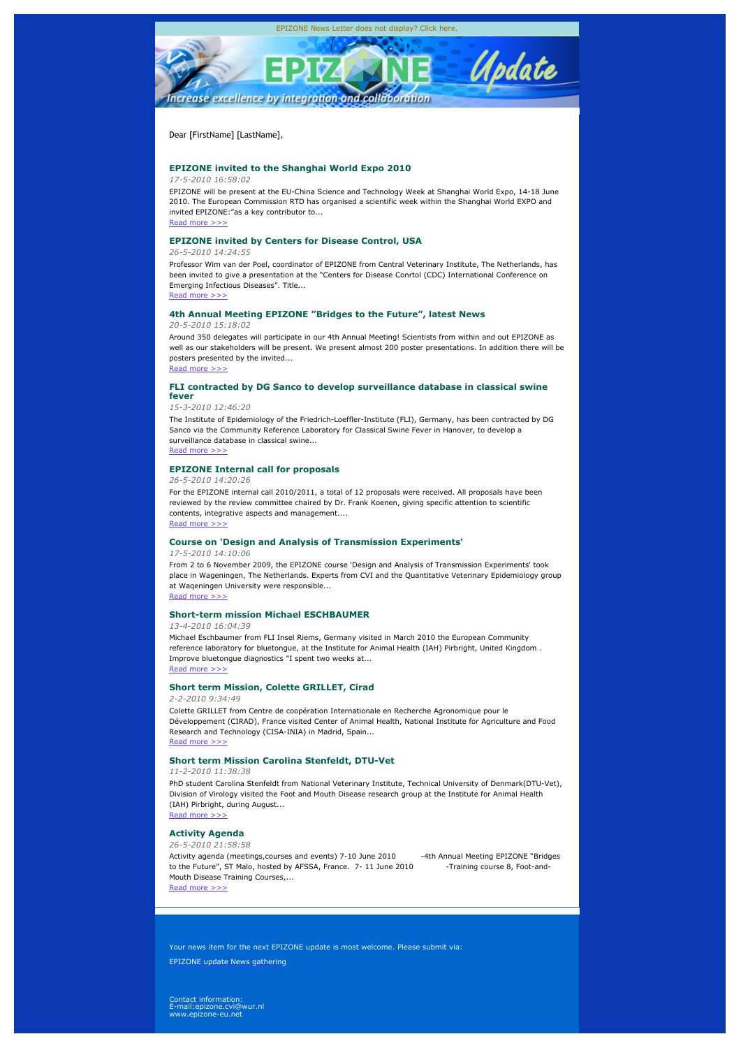EPIZONE News Letter does not display? Click here.

EPIZONE Update

Increase excellence by integration and collaboration

Dear [FirstName] [LastName],

### EPIZONE invited to the Shanghai World Expo 2010

*17-5-2010 16:58:02*

EPIZONE will be present at the EU-China Science and Technology Week at Shanghai World Expo, 14-18 June 2010. The European Commission RTD has organised a scientific week within the Shanghai World EXPO and invited EPIZONE:"as a key contributor to...

Read more >>>

### EPIZONE invited by Centers for Disease Control, USA

*26-5-2010 14:24:55*

Professor Wim van der Poel, coordinator of EPIZONE from Central Veterinary Institute, The Netherlands, has been invited to give a presentation at the "Centers for Disease Conrtol (CDC) International Conference on Emerging Infectious Diseases". Title...

Read more >>>

### 4th Annual Meeting EPIZONE "Bridges to the Future", latest News

*20-5-2010 15:18:02*

Around 350 delegates will participate in our 4th Annual Meeting! Scientists from within and out EPIZONE as well as our stakeholders will be present. We present almost 200 poster presentations. In addition there will be posters presented by the invited...

Read more >>>

### FLI contracted by DG Sanco to develop surveillance database in classical swine fever

*15-3-2010 12:46:20*

The Institute of Epidemiology of the Friedrich-Loeffler-Institute (FLI), Germany, has been contracted by DG Sanco via the Community Reference Laboratory for Classical Swine Fever in Hanover, to develop a surveillance database in classical swine...

Read more >>>

### EPIZONE Internal call for proposals

*26-5-2010 14:20:26*

For the EPIZONE internal call 2010/2011, a total of 12 proposals were received. All proposals have been reviewed by the review committee chaired by Dr. Frank Koenen, giving specific attention to scientific contents, integrative aspects and management....

Read more >>>

### Course on 'Design and Analysis of Transmission Experiments'

*17-5-2010 14:10:06*

From 2 to 6 November 2009, the EPIZONE course 'Design and Analysis of Transmission Experiments' took place in Wageningen, The Netherlands. Experts from CVI and the Quantitative Veterinary Epidemiology group at Wageningen University were responsible...

Read more >>>

### Short-term mission Michael ESCHBAUMER

*13-4-2010 16:04:39*

Michael Eschbaumer from FLI Insel Riems, Germany visited in March 2010 the European Community reference laboratory for bluetongue, at the Institute for Animal Health (IAH) Pirbright, United Kingdom . Improve bluetongue diagnostics "I spent two weeks at...

Read more >>>

### Short term Mission, Colette GRILLET, Cirad

*2-2-2010 9:34:49*

Colette GRILLET from Centre de coopération Internationale en Recherche Agronomique pour le Développement (CIRAD), France visited Center of Animal Health, National Institute for Agriculture and Food Research and Technology (CISA-INIA) in Madrid, Spain...

Read more >>>

### Short term Mission Carolina Stenfeldt, DTU-Vet

*11-2-2010 11:38:38*

PhD student Carolina Stenfeldt from National Veterinary Institute, Technical University of Denmark(DTU-Vet), Division of Virology visited the Foot and Mouth Disease research group at the Institute for Animal Health (IAH) Pirbright, during August...

Read more >>>

### Activity Agenda

*26-5-2010 21:58:58*

Activity agenda (meetings,courses and events) 7-10 June 2010 -4th Annual Meeting EPIZONE "Bridges to the Future", ST Malo, hosted by AFSSA, France. 7- 11 June 2010 -Training course 8, Foot-and-Mouth Disease Training Courses,...

Read more >>>

Your news item for the next EPIZONE update is most welcome. Please submit via:

EPIZONE update News gathering

Contact information:
E-mail:epizone.cvi@wur.nl
www.epizone-eu.net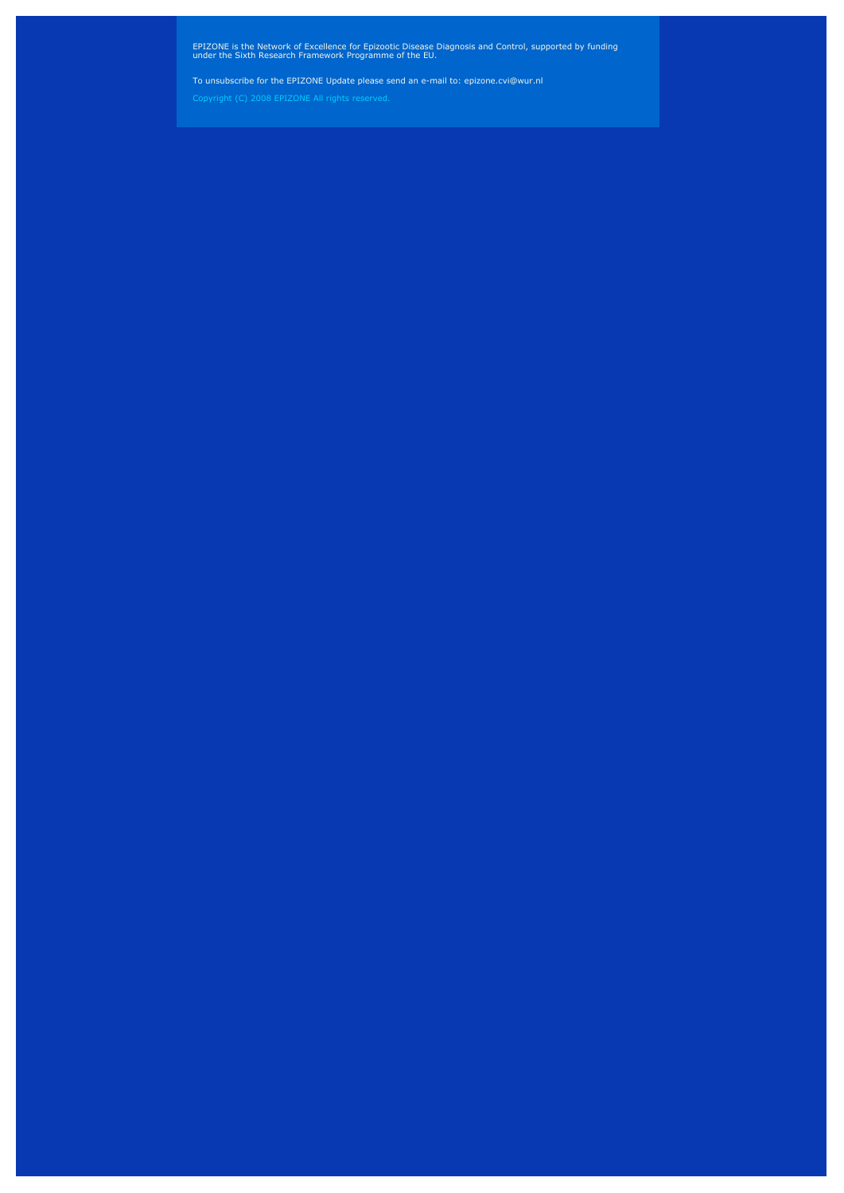EPIZONE is the Network of Excellence for Epizootic Disease Diagnosis and Control, supported by funding under the Sixth Research Framework Programme of the EU.

To unsubscribe for the EPIZONE Update please send an e-mail to: epizone.cvi@wur.nl

Copyright (C) 2008 EPIZONE All rights reserved.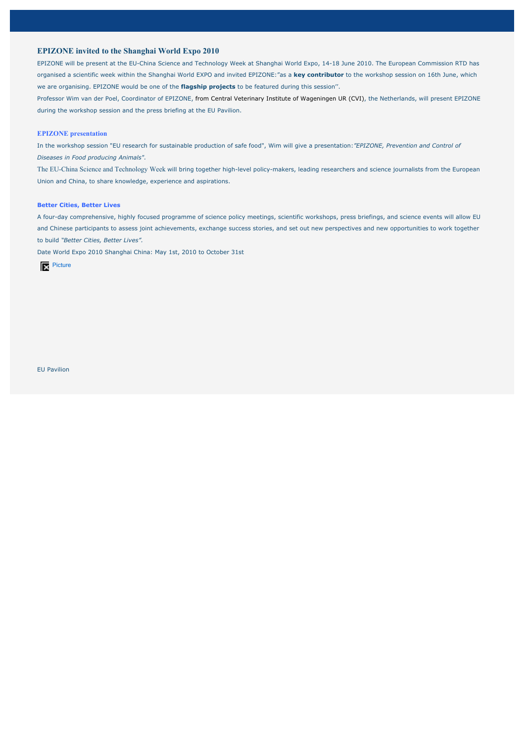## EPIZONE invited to the Shanghai World Expo 2010

EPIZONE will be present at the EU-China Science and Technology Week at Shanghai World Expo, 14-18 June 2010. The European Commission RTD has organised a scientific week within the Shanghai World EXPO and invited EPIZONE:"as a **key contributor** to the workshop session on 16th June, which we are organising. EPIZONE would be one of the **flagship projects** to be featured during this session''.

Professor Wim van der Poel, Coordinator of EPIZONE, from Central Veterinary Institute of Wageningen UR (CVI), the Netherlands, will present EPIZONE during the workshop session and the press briefing at the EU Pavilion.

### EPIZONE presentation

In the workshop session "EU research for sustainable production of safe food", Wim will give a presentation:*"EPIZONE, Prevention and Control of Diseases in Food producing Animals".*

The EU-China Science and Technology Week will bring together high-level policy-makers, leading researchers and science journalists from the European Union and China, to share knowledge, experience and aspirations.

### Better Cities, Better Lives

A four-day comprehensive, highly focused programme of science policy meetings, scientific workshops, press briefings, and science events will allow EU and Chinese participants to assess joint achievements, exchange success stories, and set out new perspectives and new opportunities to work together to build *"Better Cities, Better Lives".*

Date World Expo 2010 Shanghai China: May 1st, 2010 to October 31st

Picture

EU Pavilion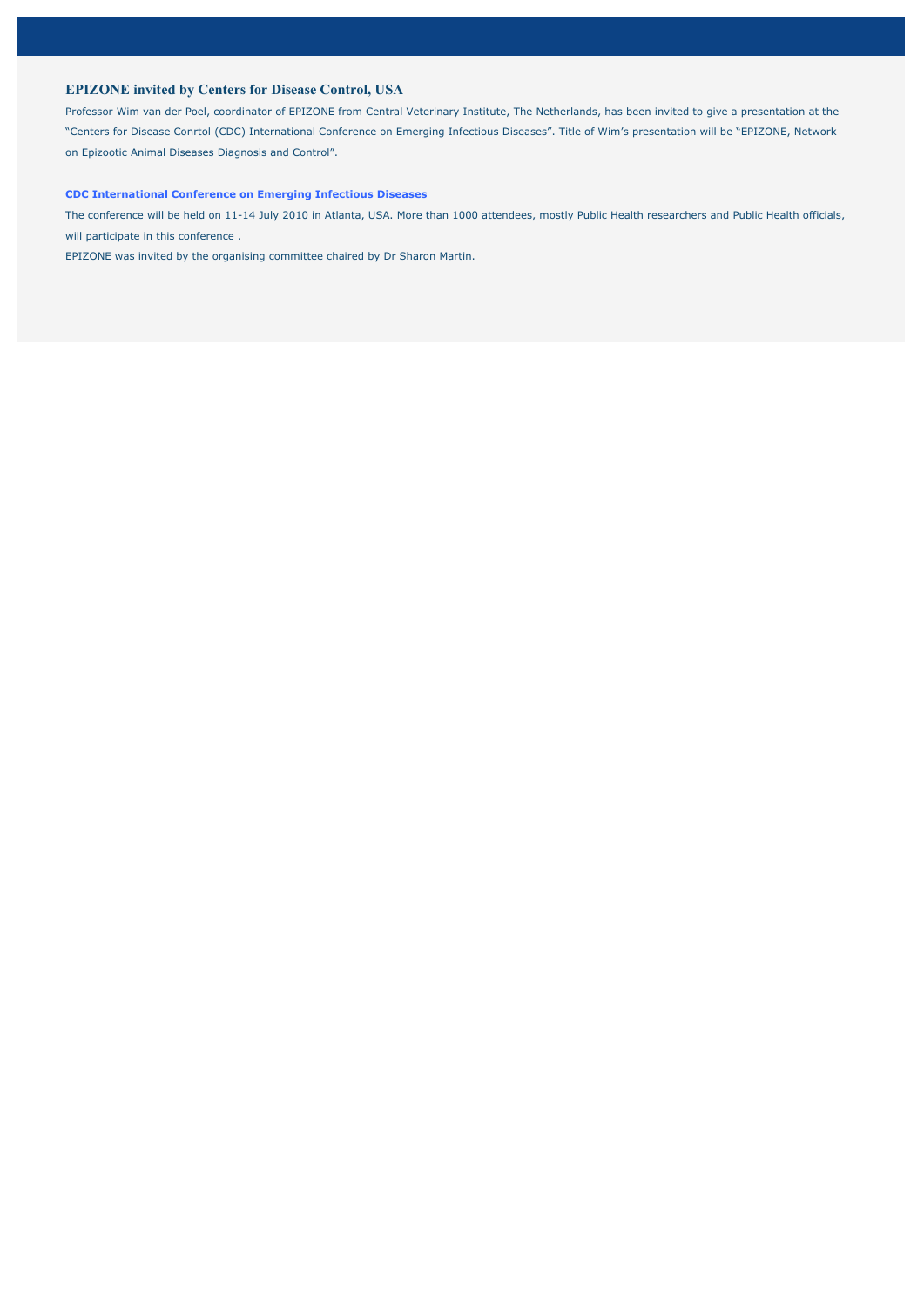## EPIZONE invited by Centers for Disease Control, USA

Professor Wim van der Poel, coordinator of EPIZONE from Central Veterinary Institute, The Netherlands, has been invited to give a presentation at the "Centers for Disease Conrtol (CDC) International Conference on Emerging Infectious Diseases". Title of Wim's presentation will be "EPIZONE, Network on Epizootic Animal Diseases Diagnosis and Control".

### CDC International Conference on Emerging Infectious Diseases

The conference will be held on 11-14 July 2010 in Atlanta, USA. More than 1000 attendees, mostly Public Health researchers and Public Health officials, will participate in this conference .

EPIZONE was invited by the organising committee chaired by Dr Sharon Martin.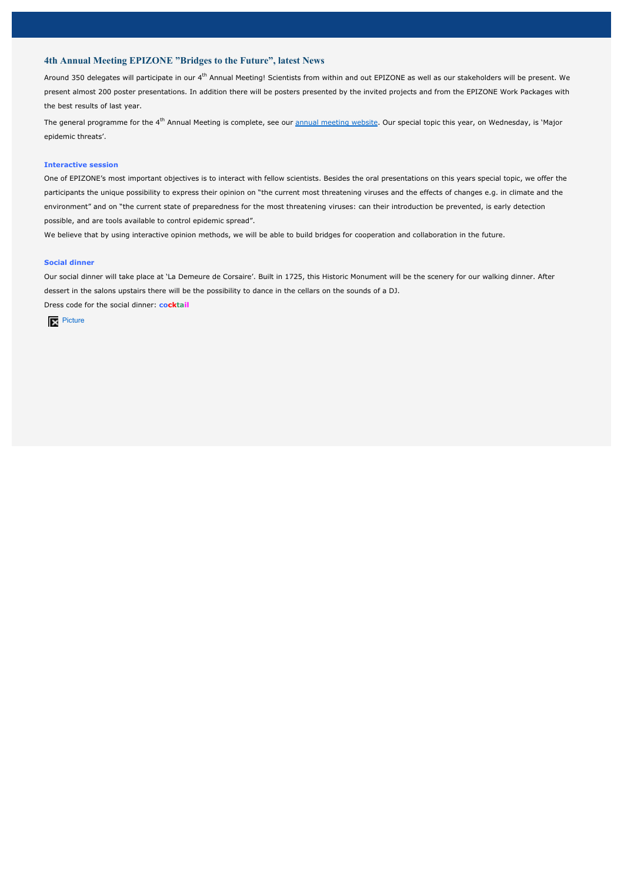## 4th Annual Meeting EPIZONE "Bridges to the Future", latest News

Around 350 delegates will participate in our 4$^{th}$ Annual Meeting! Scientists from within and out EPIZONE as well as our stakeholders will be present. We present almost 200 poster presentations. In addition there will be posters presented by the invited projects and from the EPIZONE Work Packages with the best results of last year.

The general programme for the 4$^{th}$ Annual Meeting is complete, see our annual meeting website. Our special topic this year, on Wednesday, is 'Major epidemic threats'.

### Interactive session

One of EPIZONE's most important objectives is to interact with fellow scientists. Besides the oral presentations on this years special topic, we offer the participants the unique possibility to express their opinion on "the current most threatening viruses and the effects of changes e.g. in climate and the environment" and on "the current state of preparedness for the most threatening viruses: can their introduction be prevented, is early detection possible, and are tools available to control epidemic spread".

We believe that by using interactive opinion methods, we will be able to build bridges for cooperation and collaboration in the future.

### Social dinner

Our social dinner will take place at 'La Demeure de Corsaire'. Built in 1725, this Historic Monument will be the scenery for our walking dinner. After dessert in the salons upstairs there will be the possibility to dance in the cellars on the sounds of a DJ.

Dress code for the social dinner: **cocktail**

Picture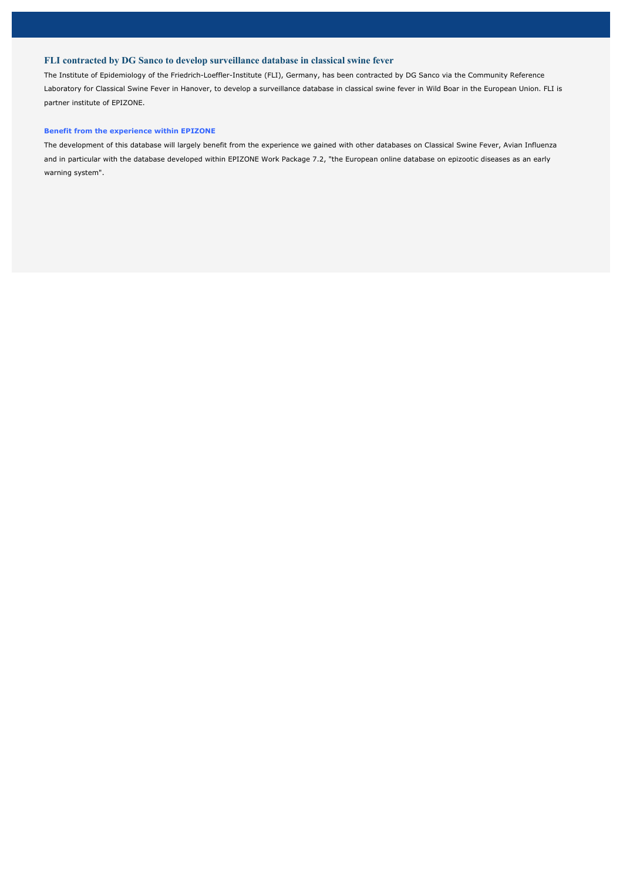## FLI contracted by DG Sanco to develop surveillance database in classical swine fever

The Institute of Epidemiology of the Friedrich-Loeffler-Institute (FLI), Germany, has been contracted by DG Sanco via the Community Reference Laboratory for Classical Swine Fever in Hanover, to develop a surveillance database in classical swine fever in Wild Boar in the European Union. FLI is partner institute of EPIZONE.

### Benefit from the experience within EPIZONE

The development of this database will largely benefit from the experience we gained with other databases on Classical Swine Fever, Avian Influenza and in particular with the database developed within EPIZONE Work Package 7.2, "the European online database on epizootic diseases as an early warning system".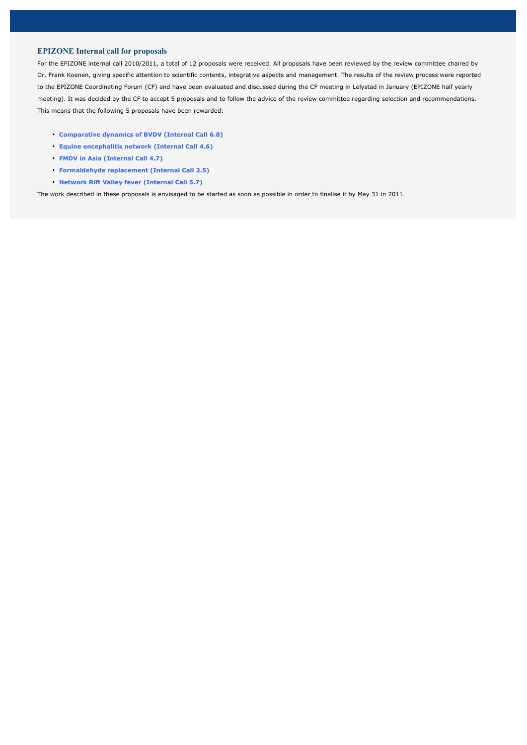## EPIZONE Internal call for proposals

For the EPIZONE internal call 2010/2011, a total of 12 proposals were received. All proposals have been reviewed by the review committee chaired by Dr. Frank Koenen, giving specific attention to scientific contents, integrative aspects and management. The results of the review process were reported to the EPIZONE Coordinating Forum (CF) and have been evaluated and discussed during the CF meeting in Lelystad in January (EPIZONE half yearly meeting). It was decided by the CF to accept 5 proposals and to follow the advice of the review committee regarding selection and recommendations. This means that the following 5 proposals have been rewarded:

- **Comparative dynamics of BVDV (Internal Call 6.8)**
- **Equine encephalitis network (Internal Call 4.6)**
- **FMDV in Asia (Internal Call 4.7)**
- **Formaldehyde replacement (Internal Call 2.5)**
- **Network Rift Valley fever (Internal Call 5.7)**

The work described in these proposals is envisaged to be started as soon as possible in order to finalise it by May 31 in 2011.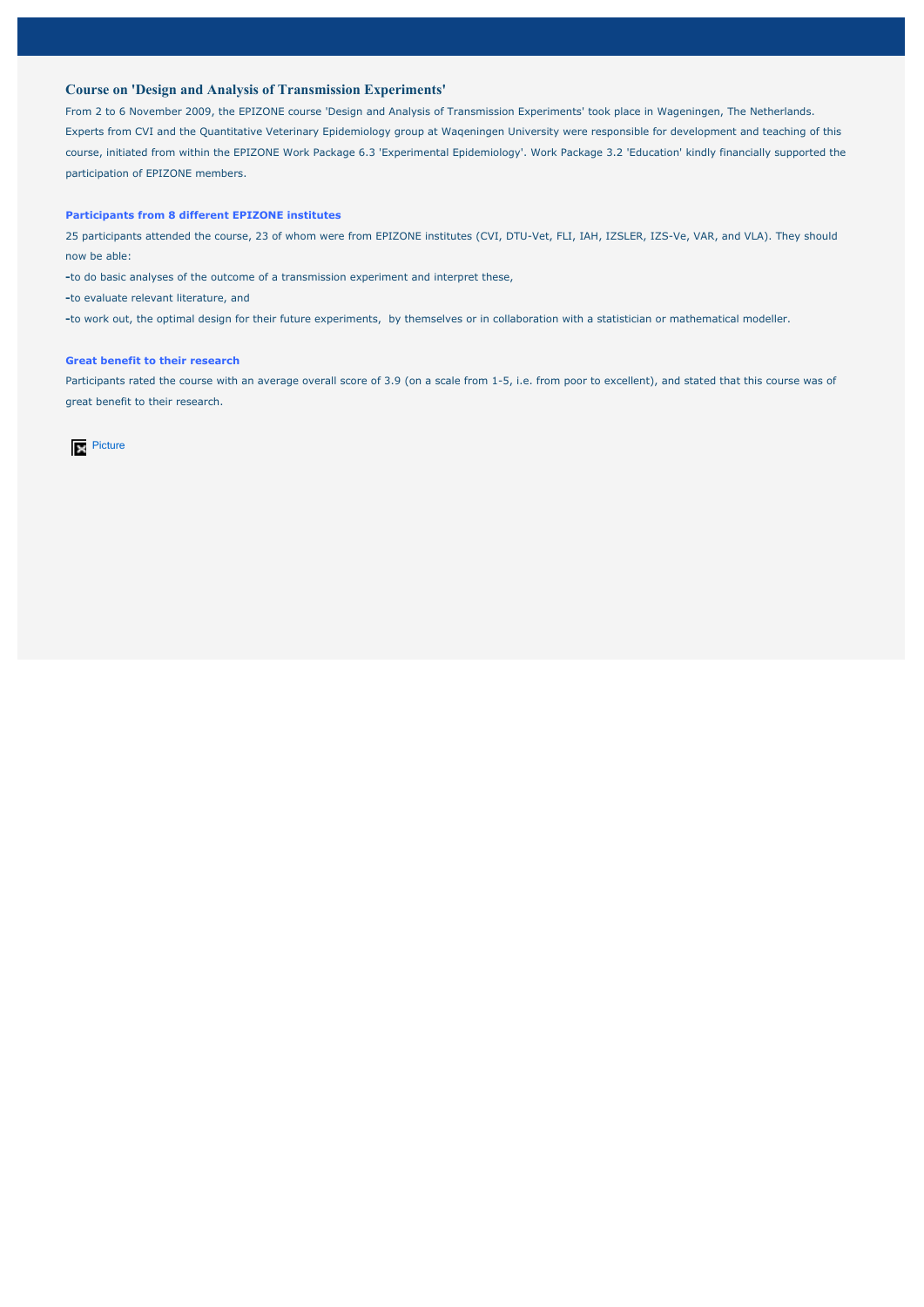## Course on 'Design and Analysis of Transmission Experiments'

From 2 to 6 November 2009, the EPIZONE course 'Design and Analysis of Transmission Experiments' took place in Wageningen, The Netherlands. Experts from CVI and the Quantitative Veterinary Epidemiology group at Waqeningen University were responsible for development and teaching of this course, initiated from within the EPIZONE Work Package 6.3 'Experimental Epidemiology'. Work Package 3.2 'Education' kindly financially supported the participation of EPIZONE members.

### Participants from 8 different EPIZONE institutes

25 participants attended the course, 23 of whom were from EPIZONE institutes (CVI, DTU-Vet, FLI, IAH, IZSLER, IZS-Ve, VAR, and VLA). They should now be able:

- to do basic analyses of the outcome of a transmission experiment and interpret these,
- to evaluate relevant literature, and
- to work out, the optimal design for their future experiments, by themselves or in collaboration with a statistician or mathematical modeller.

### Great benefit to their research

Participants rated the course with an average overall score of 3.9 (on a scale from 1-5, i.e. from poor to excellent), and stated that this course was of great benefit to their research.

Picture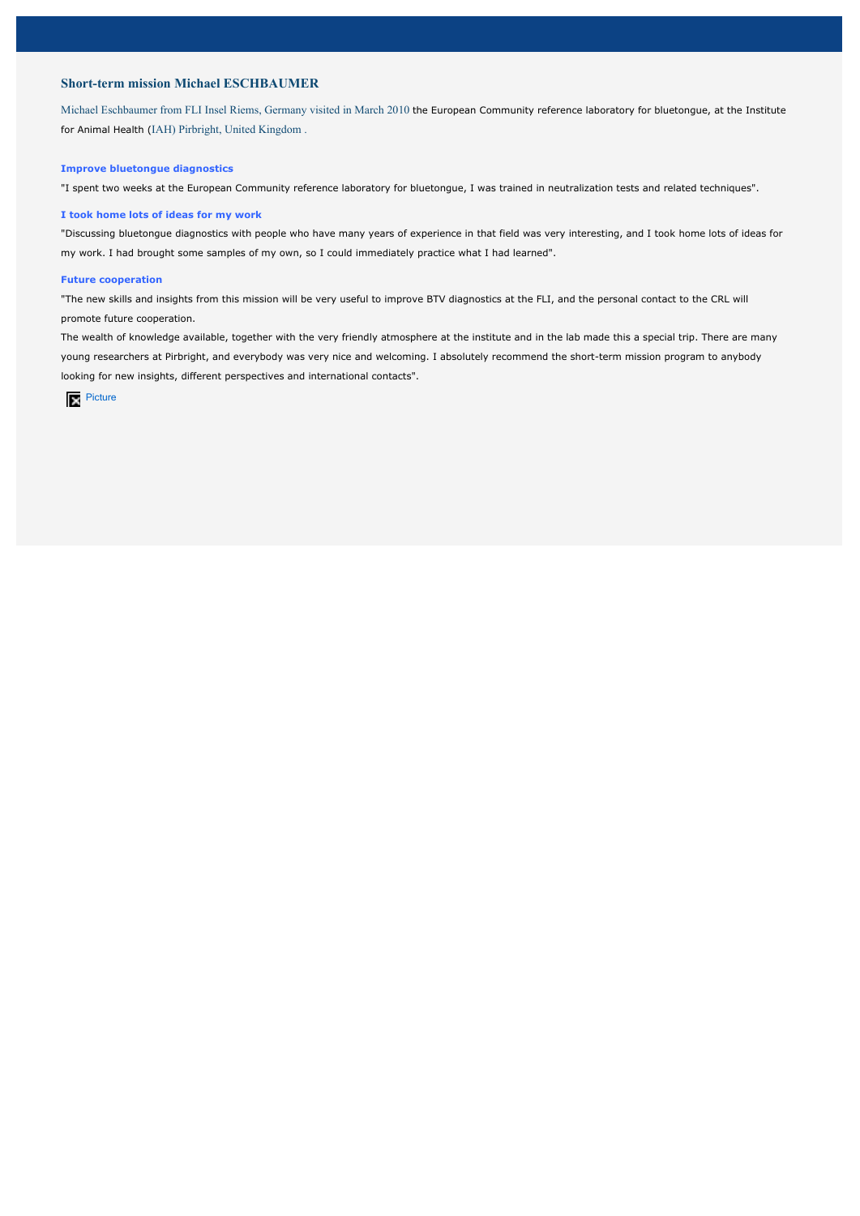## Short-term mission Michael ESCHBAUMER

Michael Eschbaumer from FLI Insel Riems, Germany visited in March 2010 the European Community reference laboratory for bluetongue, at the Institute for Animal Health (IAH) Pirbright, United Kingdom .

### Improve bluetongue diagnostics

"I spent two weeks at the European Community reference laboratory for bluetongue, I was trained in neutralization tests and related techniques".

### I took home lots of ideas for my work

"Discussing bluetongue diagnostics with people who have many years of experience in that field was very interesting, and I took home lots of ideas for my work. I had brought some samples of my own, so I could immediately practice what I had learned".

### Future cooperation

"The new skills and insights from this mission will be very useful to improve BTV diagnostics at the FLI, and the personal contact to the CRL will promote future cooperation.

The wealth of knowledge available, together with the very friendly atmosphere at the institute and in the lab made this a special trip. There are many young researchers at Pirbright, and everybody was very nice and welcoming. I absolutely recommend the short-term mission program to anybody looking for new insights, different perspectives and international contacts".

Picture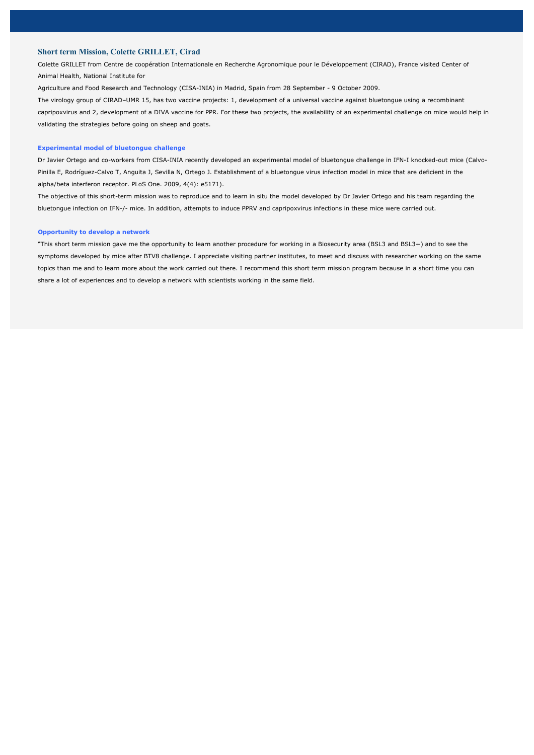## Short term Mission, Colette GRILLET, Cirad

Colette GRILLET from Centre de coopération Internationale en Recherche Agronomique pour le Développement (CIRAD), France visited Center of Animal Health, National Institute for

Agriculture and Food Research and Technology (CISA-INIA) in Madrid, Spain from 28 September - 9 October 2009.

The virology group of CIRAD–UMR 15, has two vaccine projects: 1, development of a universal vaccine against bluetongue using a recombinant capripoxvirus and 2, development of a DIVA vaccine for PPR. For these two projects, the availability of an experimental challenge on mice would help in validating the strategies before going on sheep and goats.

### Experimental model of bluetongue challenge

Dr Javier Ortego and co-workers from CISA-INIA recently developed an experimental model of bluetongue challenge in IFN-I knocked-out mice (Calvo-Pinilla E, Rodríguez-Calvo T, Anguita J, Sevilla N, Ortego J. Establishment of a bluetongue virus infection model in mice that are deficient in the alpha/beta interferon receptor. PLoS One. 2009, 4(4): e5171).

The objective of this short-term mission was to reproduce and to learn in situ the model developed by Dr Javier Ortego and his team regarding the bluetongue infection on IFN-/- mice. In addition, attempts to induce PPRV and capripoxvirus infections in these mice were carried out.

### Opportunity to develop a network

"This short term mission gave me the opportunity to learn another procedure for working in a Biosecurity area (BSL3 and BSL3+) and to see the symptoms developed by mice after BTV8 challenge. I appreciate visiting partner institutes, to meet and discuss with researcher working on the same topics than me and to learn more about the work carried out there. I recommend this short term mission program because in a short time you can share a lot of experiences and to develop a network with scientists working in the same field.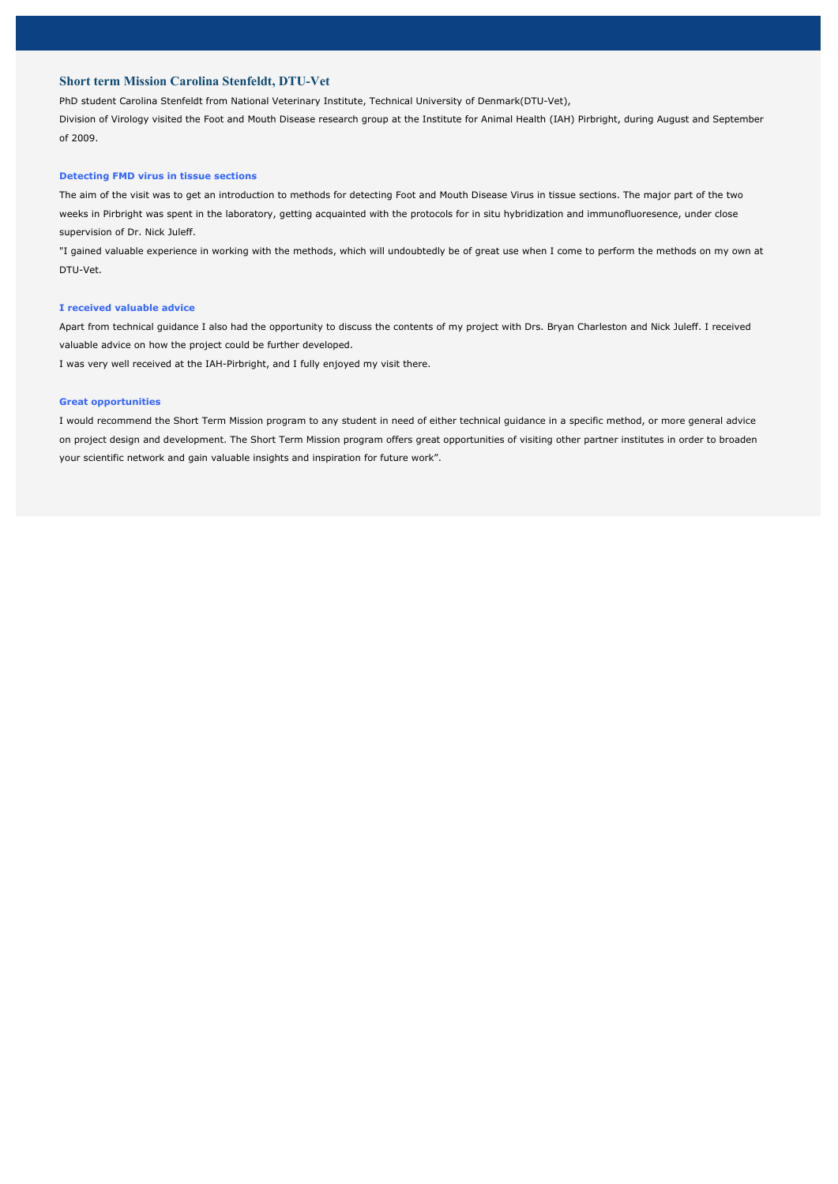## Short term Mission Carolina Stenfeldt, DTU-Vet

PhD student Carolina Stenfeldt from National Veterinary Institute, Technical University of Denmark(DTU-Vet),
Division of Virology visited the Foot and Mouth Disease research group at the Institute for Animal Health (IAH) Pirbright, during August and September of 2009.

### Detecting FMD virus in tissue sections

The aim of the visit was to get an introduction to methods for detecting Foot and Mouth Disease Virus in tissue sections. The major part of the two weeks in Pirbright was spent in the laboratory, getting acquainted with the protocols for in situ hybridization and immunofluoresence, under close supervision of Dr. Nick Juleff.

"I gained valuable experience in working with the methods, which will undoubtedly be of great use when I come to perform the methods on my own at DTU-Vet.

### I received valuable advice

Apart from technical guidance I also had the opportunity to discuss the contents of my project with Drs. Bryan Charleston and Nick Juleff. I received valuable advice on how the project could be further developed.

I was very well received at the IAH-Pirbright, and I fully enjoyed my visit there.

### Great opportunities

I would recommend the Short Term Mission program to any student in need of either technical guidance in a specific method, or more general advice on project design and development. The Short Term Mission program offers great opportunities of visiting other partner institutes in order to broaden your scientific network and gain valuable insights and inspiration for future work".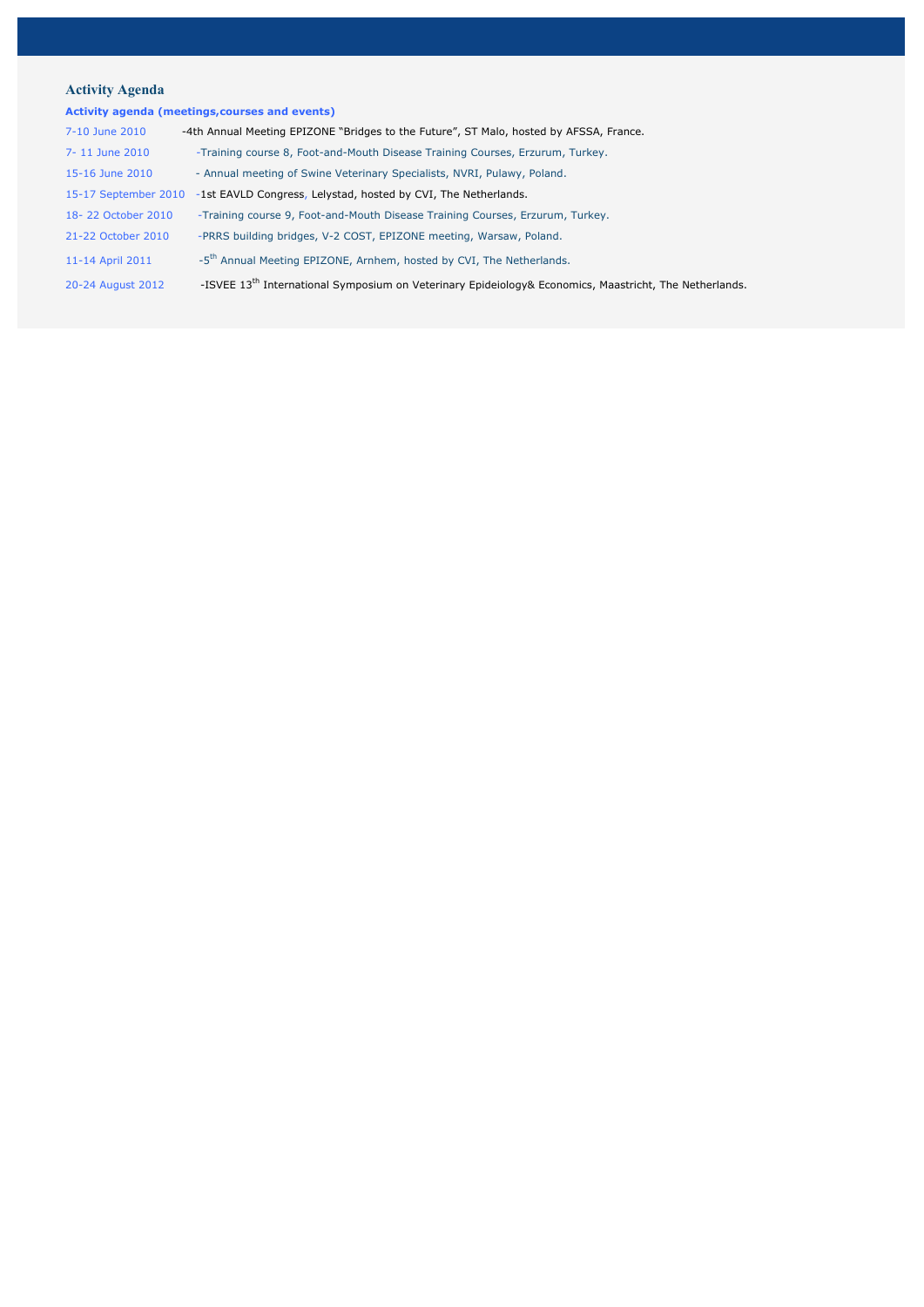## Activity Agenda

**Activity agenda (meetings,courses and events)**

7-10 June 2010 -4th Annual Meeting EPIZONE "Bridges to the Future", ST Malo, hosted by AFSSA, France.

7- 11 June 2010 -Training course 8, Foot-and-Mouth Disease Training Courses, Erzurum, Turkey.

15-16 June 2010 - Annual meeting of Swine Veterinary Specialists, NVRI, Pulawy, Poland.

15-17 September 2010 -1st EAVLD Congress, Lelystad, hosted by CVI, The Netherlands.

18- 22 October 2010 -Training course 9, Foot-and-Mouth Disease Training Courses, Erzurum, Turkey.

21-22 October 2010 -PRRS building bridges, V-2 COST, EPIZONE meeting, Warsaw, Poland.

11-14 April 2011 -5th Annual Meeting EPIZONE, Arnhem, hosted by CVI, The Netherlands.

20-24 August 2012 -ISVEE 13th International Symposium on Veterinary Epideiology& Economics, Maastricht, The Netherlands.